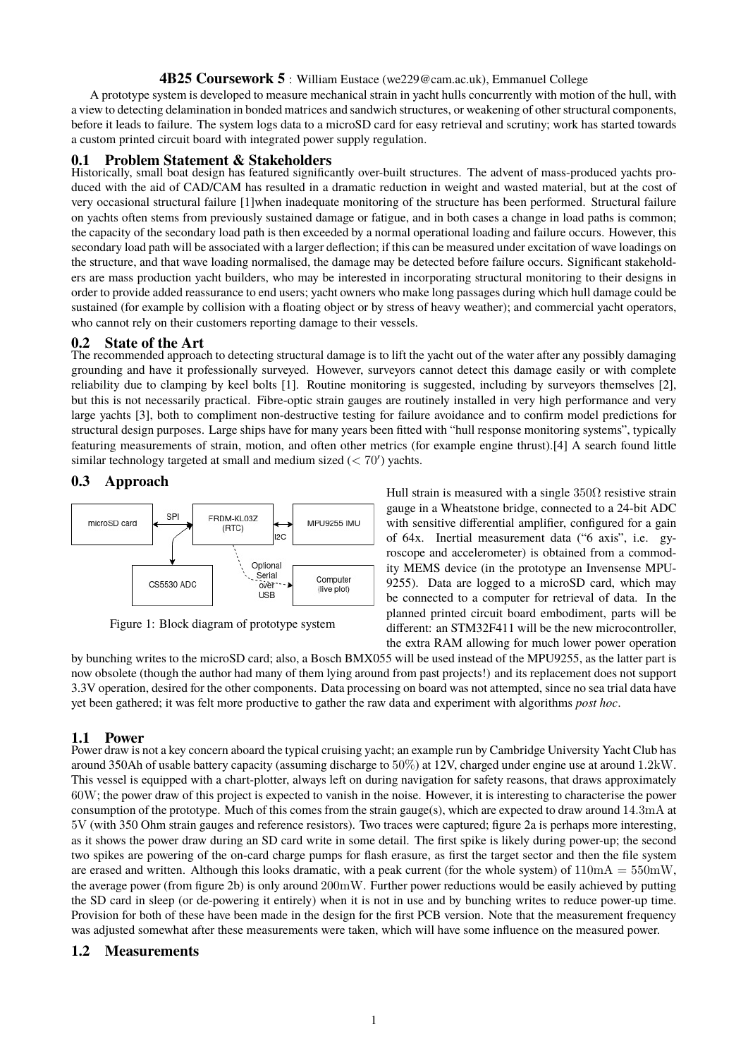**4B25 Coursework 5** : William Eustace (we229@cam.ac.uk), Emmanuel College

A prototype system is developed to measure mechanical strain in yacht hulls concurrently with motion of the hull, with a view to detecting delamination in bonded matrices and sandwich structures, or weakening of other structural components, before it leads to failure. The system logs data to a microSD card for easy retrieval and scrutiny; work has started towards a custom printed circuit board with integrated power supply regulation.

## 0.1 Problem Statement & Stakeholders

Historically, small boat design has featured significantly over-built structures. The advent of mass-produced yachts produced with the aid of CAD/CAM has resulted in a dramatic reduction in weight and wasted material, but at the cost of very occasional structural failure [1]when inadequate monitoring of the structure has been performed. Structural failure on yachts often stems from previously sustained damage or fatigue, and in both cases a change in load paths is common; the capacity of the secondary load path is then exceeded by a normal operational loading and failure occurs. However, this secondary load path will be associated with a larger deflection; if this can be measured under excitation of wave loadings on the structure, and that wave loading normalised, the damage may be detected before failure occurs. Significant stakeholders are mass production yacht builders, who may be interested in incorporating structural monitoring to their designs in order to provide added reassurance to end users; yacht owners who make long passages during which hull damage could be sustained (for example by collision with a floating object or by stress of heavy weather); and commercial yacht operators, who cannot rely on their customers reporting damage to their vessels.

## 0.2 State of the Art

The recommended approach to detecting structural damage is to lift the yacht out of the water after any possibly damaging grounding and have it professionally surveyed. However, surveyors cannot detect this damage easily or with complete reliability due to clamping by keel bolts [1]. Routine monitoring is suggested, including by surveyors themselves [2], but this is not necessarily practical. Fibre-optic strain gauges are routinely installed in very high performance and very large yachts [3], both to compliment non-destructive testing for failure avoidance and to confirm model predictions for structural design purposes. Large ships have for many years been fitted with "hull response monitoring systems", typically featuring measurements of strain, motion, and often other metrics (for example engine thrust).[4] A search found little similar technology targeted at small and medium sized ($< 70'$) yachts.

## 0.3 Approach

Figure 1: Block diagram of prototype system

Hull strain is measured with a single $350\Omega$ resistive strain gauge in a Wheatstone bridge, connected to a 24-bit ADC with sensitive differential amplifier, configured for a gain of 64x. Inertial measurement data ("6 axis", i.e. gyroscope and accelerometer) is obtained from a commodity MEMS device (in the prototype an Invensense MPU-9255). Data are logged to a microSD card, which may be connected to a computer for retrieval of data. In the planned printed circuit board embodiment, parts will be different: an STM32F411 will be the new microcontroller, the extra RAM allowing for much lower power operation by bunching writes to the microSD card; also, a Bosch BMX055 will be used instead of the MPU9255, as the latter part is now obsolete (though the author had many of them lying around from past projects!) and its replacement does not support 3.3V operation, desired for the other components. Data processing on board was not attempted, since no sea trial data have yet been gathered; it was felt more productive to gather the raw data and experiment with algorithms *post hoc*.

## 1.1 Power

Power draw is not a key concern aboard the typical cruising yacht; an example run by Cambridge University Yacht Club has around 350Ah of usable battery capacity (assuming discharge to $50\%$) at 12V, charged under engine use at around $1.2\text{kW}$. This vessel is equipped with a chart-plotter, always left on during navigation for safety reasons, that draws approximately 60W; the power draw of this project is expected to vanish in the noise. However, it is interesting to characterise the power consumption of the prototype. Much of this comes from the strain gauge(s), which are expected to draw around $14.3\text{mA}$ at $5\text{V}$ (with 350 Ohm strain gauges and reference resistors). Two traces were captured; figure 2a is perhaps more interesting, as it shows the power draw during an SD card write in some detail. The first spike is likely during power-up; the second two spikes are powering of the on-card charge pumps for flash erasure, as first the target sector and then the file system are erased and written. Although this looks dramatic, with a peak current (for the whole system) of $110\text{mA} = 550\text{mW}$, the average power (from figure 2b) is only around $200\text{mW}$. Further power reductions would be easily achieved by putting the SD card in sleep (or de-powering it entirely) when it is not in use and by bunching writes to reduce power-up time. Provision for both of these have been made in the design for the first PCB version. Note that the measurement frequency was adjusted somewhat after these measurements were taken, which will have some influence on the measured power.

## 1.2 Measurements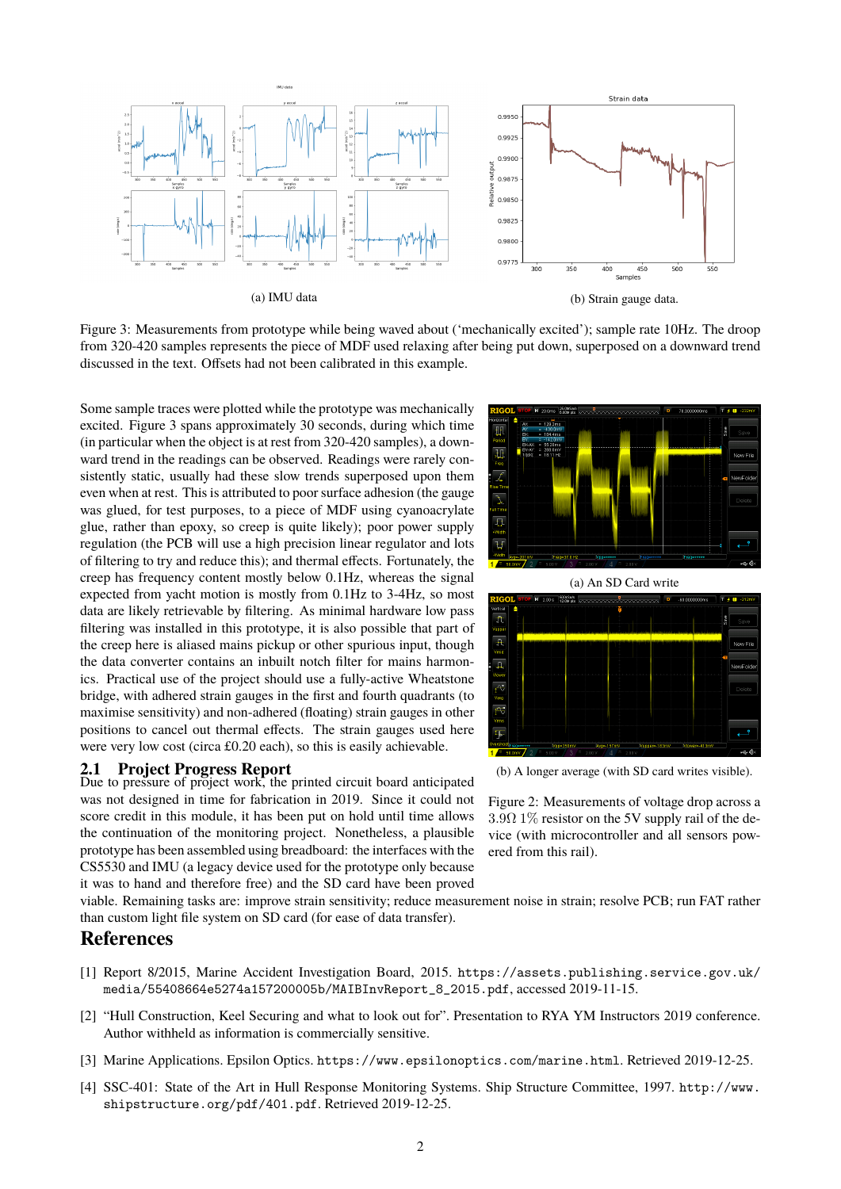IMU data

x accel

y accel

z accel

accel (m/s^2)

Samples

x gyro

y gyro

z gyro

rate (deg/s)

Samples

(a) IMU data

Strain data

0.9950

0.9925

0.9900

0.9875

0.9850

0.9825

0.9800

0.9775

Relative output

300 350 400 450 500 550

Samples

(b) Strain gauge data.

Figure 3: Measurements from prototype while being waved about ('mechanically excited'); sample rate 10Hz. The droop from 320-420 samples represents the piece of MDF used relaxing after being put down, superposed on a downward trend discussed in the text. Offsets had not been calibrated in this example.

Some sample traces were plotted while the prototype was mechanically excited. Figure 3 spans approximately 30 seconds, during which time (in particular when the object is at rest from 320-420 samples), a downward trend in the readings can be observed. Readings were rarely consistently static, usually had these slow trends superposed upon them even when at rest. This is attributed to poor surface adhesion (the gauge was glued, for test purposes, to a piece of MDF using cyanoacrylate glue, rather than epoxy, so creep is quite likely); poor power supply regulation (the PCB will use a high precision linear regulator and lots of filtering to try and reduce this); and thermal effects. Fortunately, the creep has frequency content mostly below 0.1Hz, whereas the signal expected from yacht motion is mostly from 0.1Hz to 3-4Hz, so most data are likely retrievable by filtering. As minimal hardware low pass filtering was installed in this prototype, it is also possible that part of the creep here is aliased mains pickup or other spurious input, though the data converter contains an inbuilt notch filter for mains harmonics. Practical use of the project should use a fully-active Wheatstone bridge, with adhered strain gauges in the first and fourth quadrants (to maximise sensitivity) and non-adhered (floating) strain gauges in other positions to cancel out thermal effects. The strain gauges used here were very low cost (circa £0.20 each), so this is easily achievable.

(a) An SD Card write

(b) A longer average (with SD card writes visible).

Figure 2: Measurements of voltage drop across a $3.9\Omega$ 1% resistor on the 5V supply rail of the device (with microcontroller and all sensors powered from this rail).

## 2.1 Project Progress Report

Due to pressure of project work, the printed circuit board anticipated was not designed in time for fabrication in 2019. Since it could not score credit in this module, it has been put on hold until time allows the continuation of the monitoring project. Nonetheless, a plausible prototype has been assembled using breadboard: the interfaces with the CS5530 and IMU (a legacy device used for the prototype only because it was to hand and therefore free) and the SD card have been proved viable. Remaining tasks are: improve strain sensitivity; reduce measurement noise in strain; resolve PCB; run FAT rather than custom light file system on SD card (for ease of data transfer).

# References

[1] Report 8/2015, Marine Accident Investigation Board, 2015. https://assets.publishing.service.gov.uk/media/55408664e5274a157200005b/MAIBInvReport_8_2015.pdf, accessed 2019-11-15.

[2] "Hull Construction, Keel Securing and what to look out for". Presentation to RYA YM Instructors 2019 conference. Author withheld as information is commercially sensitive.

[3] Marine Applications. Epsilon Optics. https://www.epsilonoptics.com/marine.html. Retrieved 2019-12-25.

[4] SSC-401: State of the Art in Hull Response Monitoring Systems. Ship Structure Committee, 1997. http://www.shipstructure.org/pdf/401.pdf. Retrieved 2019-12-25.